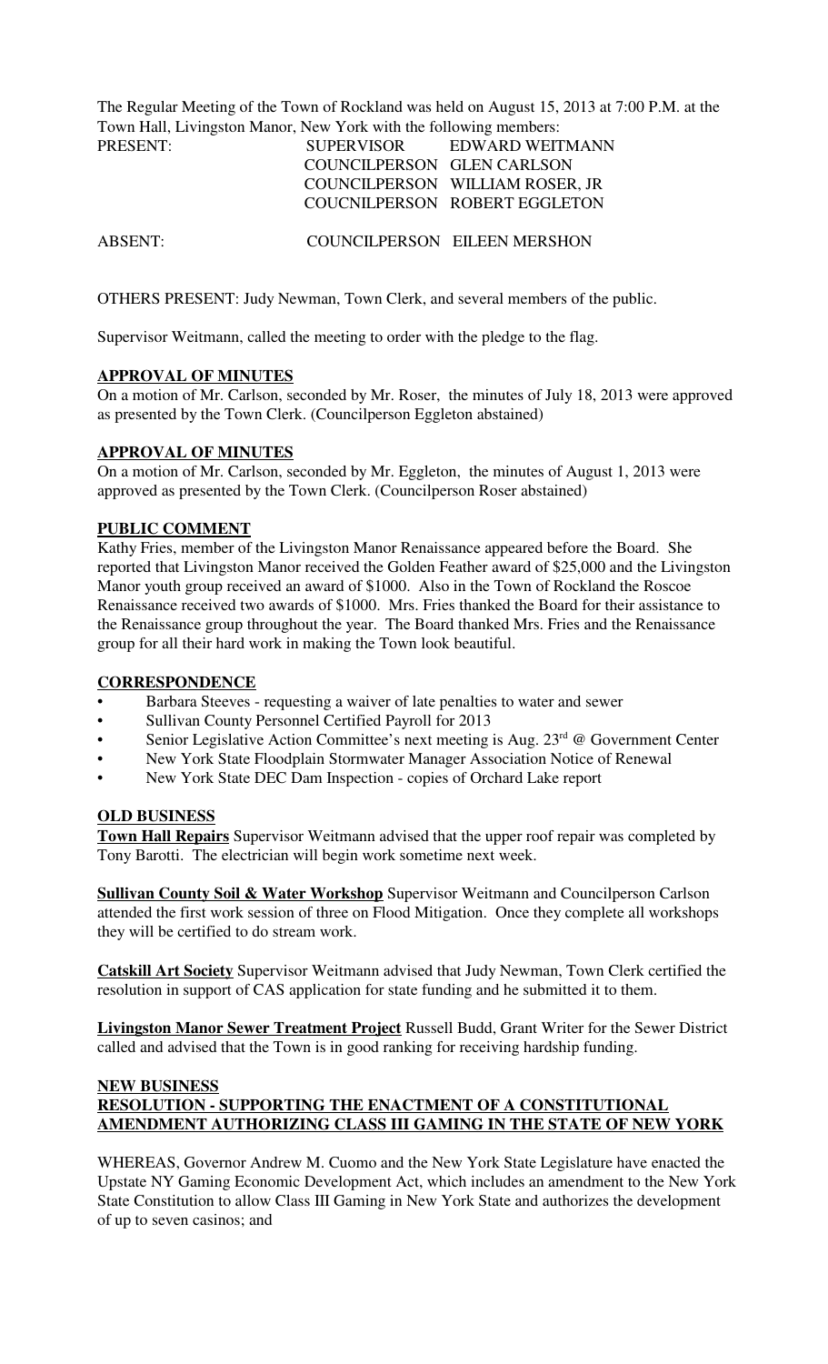The Regular Meeting of the Town of Rockland was held on August 15, 2013 at 7:00 P.M. at the Town Hall, Livingston Manor, New York with the following members:

| | | |
|---|---|---|
| PRESENT: | SUPERVISOR | EDWARD WEITMANN |
| | COUNCILPERSON | GLEN CARLSON |
| | COUNCILPERSON | WILLIAM ROSER, JR |
| | COUCNILPERSON | ROBERT EGGLETON |
| ABSENT: | COUNCILPERSON | EILEEN MERSHON |

OTHERS PRESENT: Judy Newman, Town Clerk, and several members of the public.

Supervisor Weitmann, called the meeting to order with the pledge to the flag.

**APPROVAL OF MINUTES**

On a motion of Mr. Carlson, seconded by Mr. Roser, the minutes of July 18, 2013 were approved as presented by the Town Clerk. (Councilperson Eggleton abstained)

**APPROVAL OF MINUTES**

On a motion of Mr. Carlson, seconded by Mr. Eggleton, the minutes of August 1, 2013 were approved as presented by the Town Clerk. (Councilperson Roser abstained)

**PUBLIC COMMENT**

Kathy Fries, member of the Livingston Manor Renaissance appeared before the Board. She reported that Livingston Manor received the Golden Feather award of $25,000 and the Livingston Manor youth group received an award of $1000. Also in the Town of Rockland the Roscoe Renaissance received two awards of $1000. Mrs. Fries thanked the Board for their assistance to the Renaissance group throughout the year. The Board thanked Mrs. Fries and the Renaissance group for all their hard work in making the Town look beautiful.

**CORRESPONDENCE**

- Barbara Steeves - requesting a waiver of late penalties to water and sewer
- Sullivan County Personnel Certified Payroll for 2013
- Senior Legislative Action Committee's next meeting is Aug. 23rd @ Government Center
- New York State Floodplain Stormwater Manager Association Notice of Renewal
- New York State DEC Dam Inspection - copies of Orchard Lake report

**OLD BUSINESS**

**Town Hall Repairs** Supervisor Weitmann advised that the upper roof repair was completed by Tony Barotti. The electrician will begin work sometime next week.

**Sullivan County Soil & Water Workshop** Supervisor Weitmann and Councilperson Carlson attended the first work session of three on Flood Mitigation. Once they complete all workshops they will be certified to do stream work.

**Catskill Art Society** Supervisor Weitmann advised that Judy Newman, Town Clerk certified the resolution in support of CAS application for state funding and he submitted it to them.

**Livingston Manor Sewer Treatment Project** Russell Budd, Grant Writer for the Sewer District called and advised that the Town is in good ranking for receiving hardship funding.

**NEW BUSINESS**

**RESOLUTION - SUPPORTING THE ENACTMENT OF A CONSTITUTIONAL AMENDMENT AUTHORIZING CLASS III GAMING IN THE STATE OF NEW YORK**

WHEREAS, Governor Andrew M. Cuomo and the New York State Legislature have enacted the Upstate NY Gaming Economic Development Act, which includes an amendment to the New York State Constitution to allow Class III Gaming in New York State and authorizes the development of up to seven casinos; and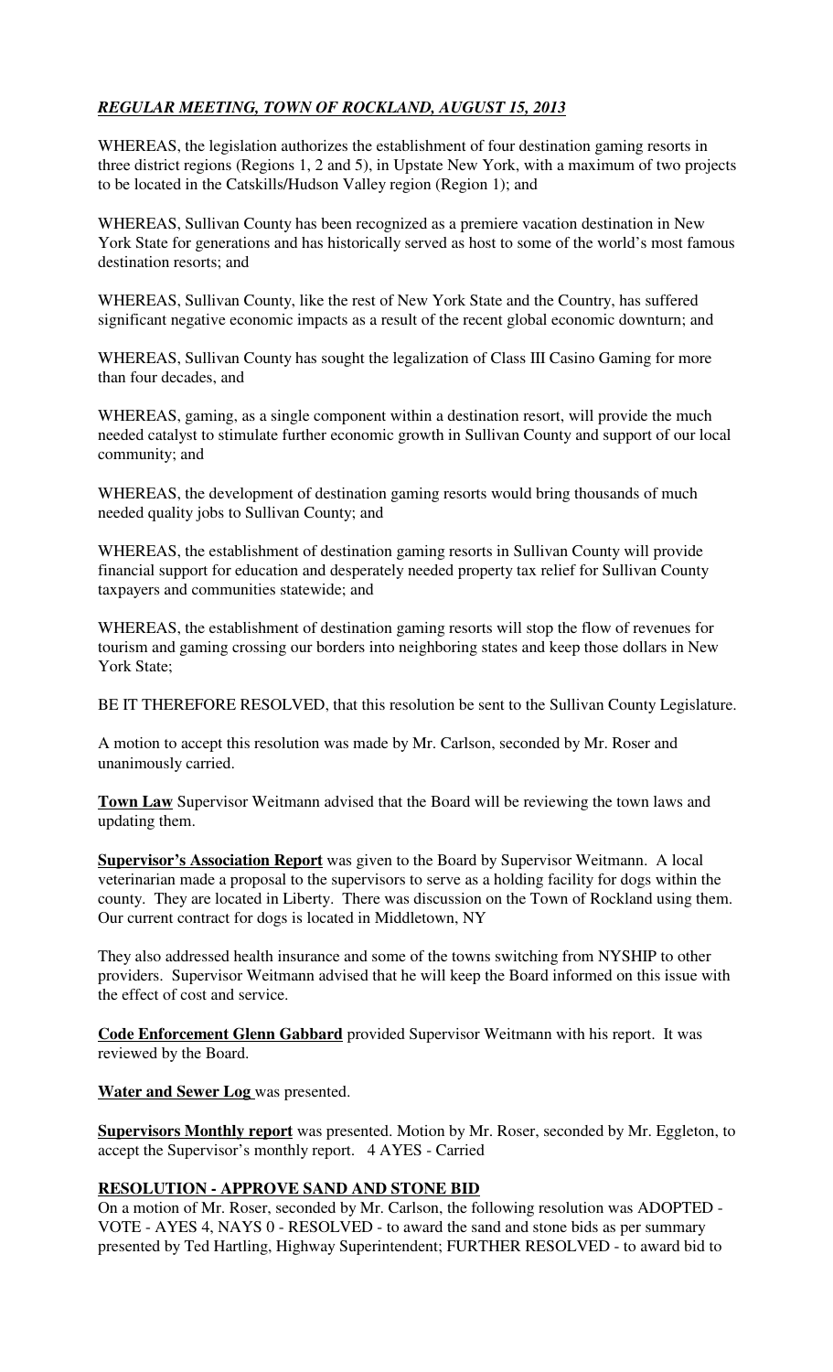***REGULAR MEETING, TOWN OF ROCKLAND, AUGUST 15, 2013***

WHEREAS, the legislation authorizes the establishment of four destination gaming resorts in three district regions (Regions 1, 2 and 5), in Upstate New York, with a maximum of two projects to be located in the Catskills/Hudson Valley region (Region 1); and

WHEREAS, Sullivan County has been recognized as a premiere vacation destination in New York State for generations and has historically served as host to some of the world's most famous destination resorts; and

WHEREAS, Sullivan County, like the rest of New York State and the Country, has suffered significant negative economic impacts as a result of the recent global economic downturn; and

WHEREAS, Sullivan County has sought the legalization of Class III Casino Gaming for more than four decades, and

WHEREAS, gaming, as a single component within a destination resort, will provide the much needed catalyst to stimulate further economic growth in Sullivan County and support of our local community; and

WHEREAS, the development of destination gaming resorts would bring thousands of much needed quality jobs to Sullivan County; and

WHEREAS, the establishment of destination gaming resorts in Sullivan County will provide financial support for education and desperately needed property tax relief for Sullivan County taxpayers and communities statewide; and

WHEREAS, the establishment of destination gaming resorts will stop the flow of revenues for tourism and gaming crossing our borders into neighboring states and keep those dollars in New York State;

BE IT THEREFORE RESOLVED, that this resolution be sent to the Sullivan County Legislature.

A motion to accept this resolution was made by Mr. Carlson, seconded by Mr. Roser and unanimously carried.

**Town Law** Supervisor Weitmann advised that the Board will be reviewing the town laws and updating them.

**Supervisor's Association Report** was given to the Board by Supervisor Weitmann. A local veterinarian made a proposal to the supervisors to serve as a holding facility for dogs within the county. They are located in Liberty. There was discussion on the Town of Rockland using them. Our current contract for dogs is located in Middletown, NY

They also addressed health insurance and some of the towns switching from NYSHIP to other providers. Supervisor Weitmann advised that he will keep the Board informed on this issue with the effect of cost and service.

**Code Enforcement Glenn Gabbard** provided Supervisor Weitmann with his report. It was reviewed by the Board.

**Water and Sewer Log** was presented.

**Supervisors Monthly report** was presented. Motion by Mr. Roser, seconded by Mr. Eggleton, to accept the Supervisor's monthly report. 4 AYES - Carried

**RESOLUTION - APPROVE SAND AND STONE BID**

On a motion of Mr. Roser, seconded by Mr. Carlson, the following resolution was ADOPTED - VOTE - AYES 4, NAYS 0 - RESOLVED - to award the sand and stone bids as per summary presented by Ted Hartling, Highway Superintendent; FURTHER RESOLVED - to award bid to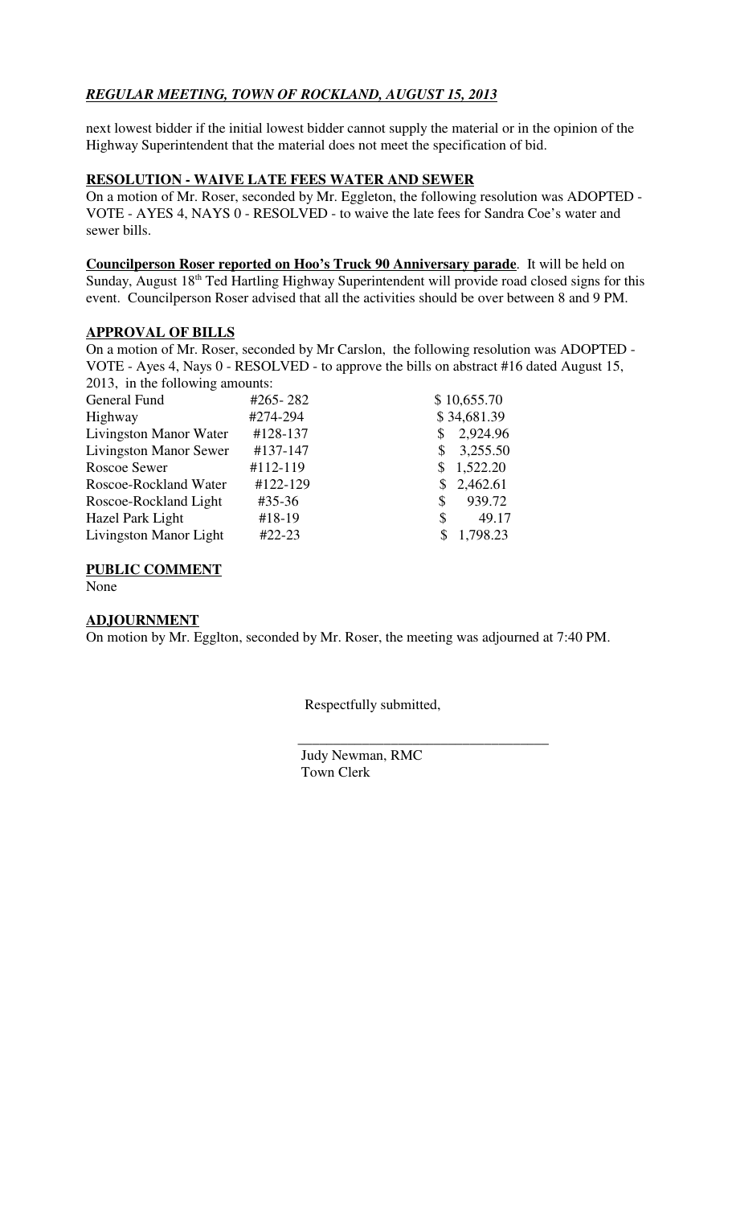next lowest bidder if the initial lowest bidder cannot supply the material or in the opinion of the Highway Superintendent that the material does not meet the specification of bid.

**RESOLUTION - WAIVE LATE FEES WATER AND SEWER**

On a motion of Mr. Roser, seconded by Mr. Eggleton, the following resolution was ADOPTED - VOTE - AYES 4, NAYS 0 - RESOLVED - to waive the late fees for Sandra Coe's water and sewer bills.

**Councilperson Roser reported on Hoo's Truck 90 Anniversary parade**. It will be held on Sunday, August 18th Ted Hartling Highway Superintendent will provide road closed signs for this event. Councilperson Roser advised that all the activities should be over between 8 and 9 PM.

**APPROVAL OF BILLS**

On a motion of Mr. Roser, seconded by Mr Carslon, the following resolution was ADOPTED - VOTE - Ayes 4, Nays 0 - RESOLVED - to approve the bills on abstract #16 dated August 15, 2013, in the following amounts:

| | | |
|---|---|---|
| General Fund | #265- 282 | $ 10,655.70 |
| Highway | #274-294 | $ 34,681.39 |
| Livingston Manor Water | #128-137 | $ 2,924.96 |
| Livingston Manor Sewer | #137-147 | $ 3,255.50 |
| Roscoe Sewer | #112-119 | $ 1,522.20 |
| Roscoe-Rockland Water | #122-129 | $ 2,462.61 |
| Roscoe-Rockland Light | #35-36 | $ 939.72 |
| Hazel Park Light | #18-19 | $ 49.17 |
| Livingston Manor Light | #22-23 | $ 1,798.23 |

**PUBLIC COMMENT**

None

**ADJOURNMENT**

On motion by Mr. Egglton, seconded by Mr. Roser, the meeting was adjourned at 7:40 PM.

Respectfully submitted,

___________________________________

Judy Newman, RMC
Town Clerk